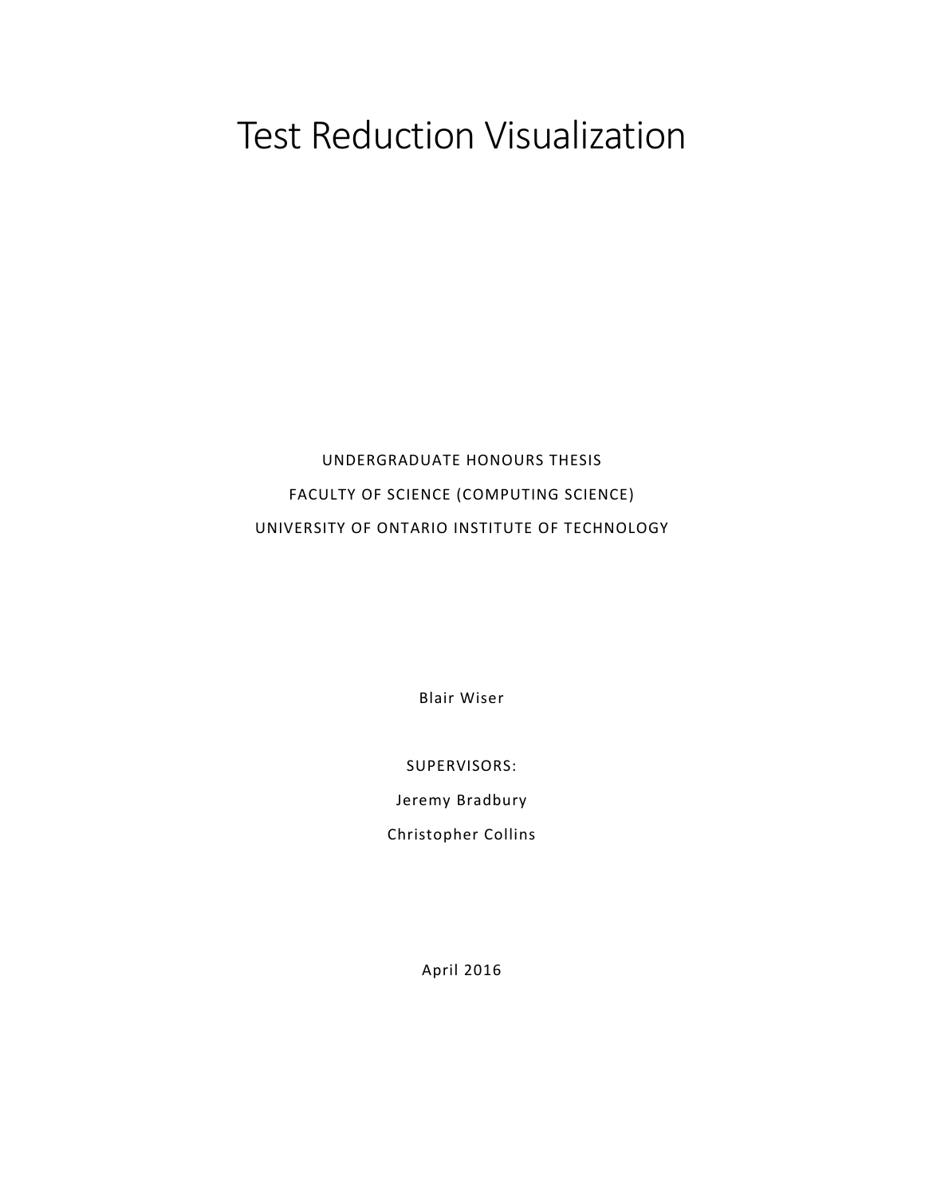# Test Reduction Visualization

UNDERGRADUATE HONOURS THESIS

FACULTY OF SCIENCE (COMPUTING SCIENCE)

UNIVERSITY OF ONTARIO INSTITUTE OF TECHNOLOGY

Blair Wiser

SUPERVISORS:

Jeremy Bradbury

Christopher Collins

April 2016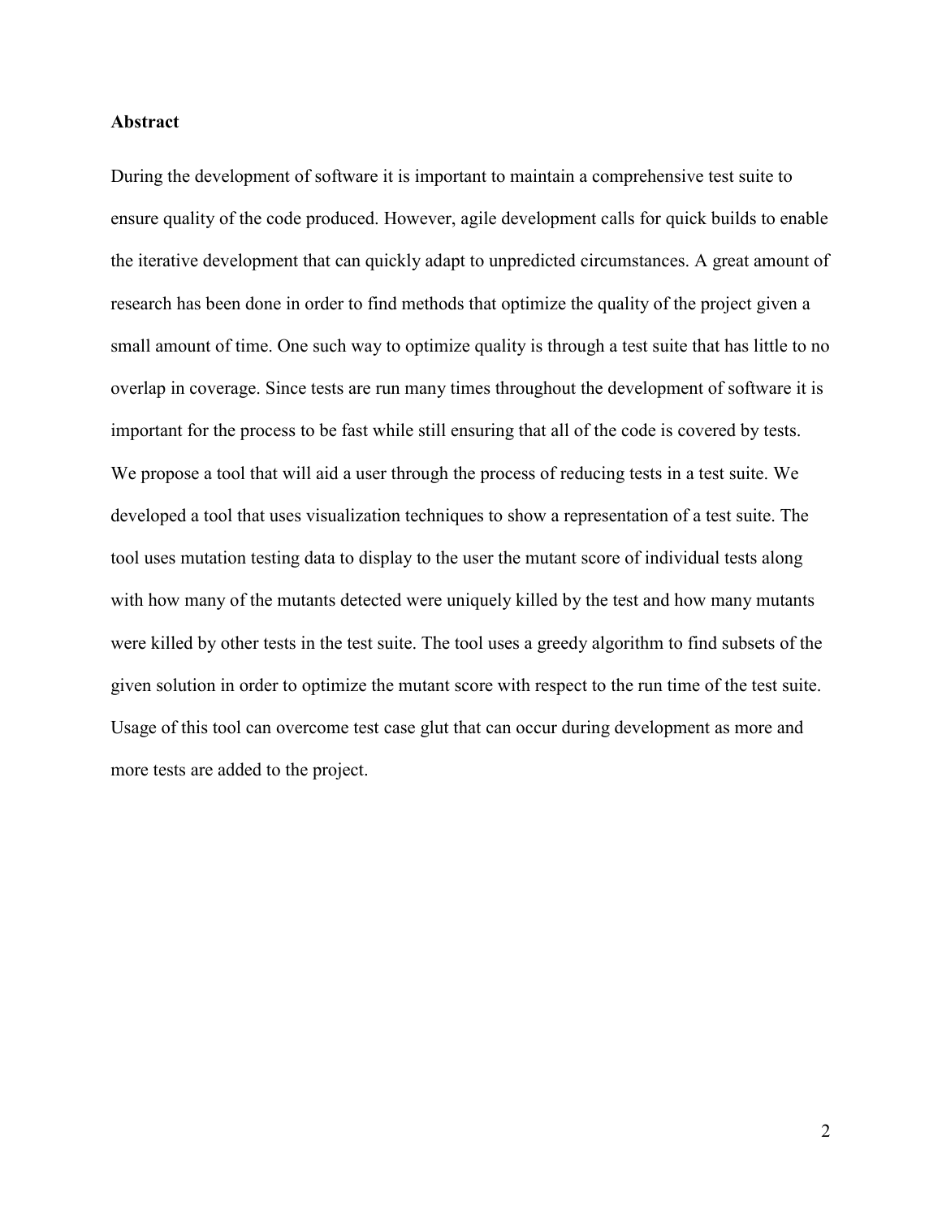**Abstract**

During the development of software it is important to maintain a comprehensive test suite to ensure quality of the code produced. However, agile development calls for quick builds to enable the iterative development that can quickly adapt to unpredicted circumstances. A great amount of research has been done in order to find methods that optimize the quality of the project given a small amount of time. One such way to optimize quality is through a test suite that has little to no overlap in coverage. Since tests are run many times throughout the development of software it is important for the process to be fast while still ensuring that all of the code is covered by tests. We propose a tool that will aid a user through the process of reducing tests in a test suite. We developed a tool that uses visualization techniques to show a representation of a test suite. The tool uses mutation testing data to display to the user the mutant score of individual tests along with how many of the mutants detected were uniquely killed by the test and how many mutants were killed by other tests in the test suite. The tool uses a greedy algorithm to find subsets of the given solution in order to optimize the mutant score with respect to the run time of the test suite. Usage of this tool can overcome test case glut that can occur during development as more and more tests are added to the project.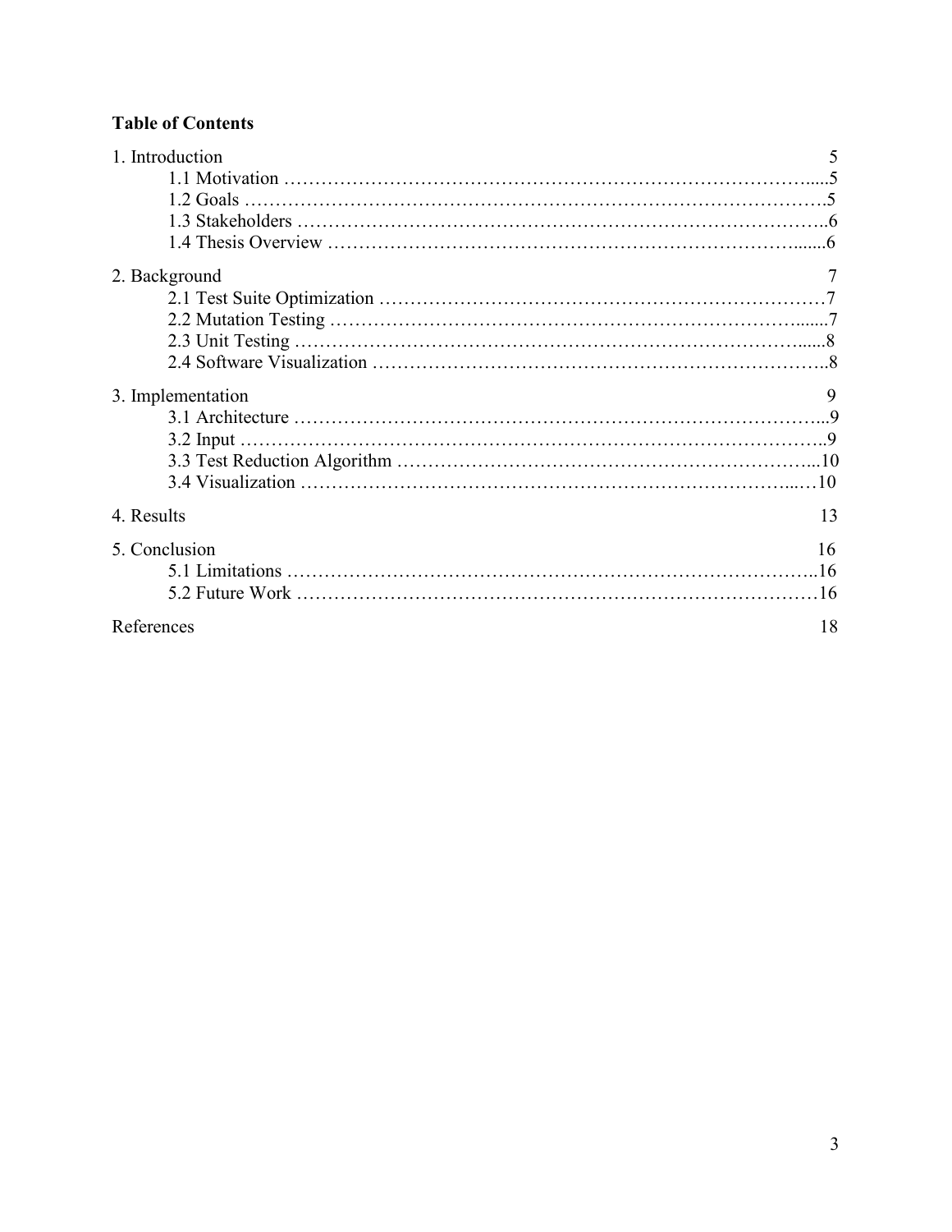**Table of Contents**

1. Introduction ........ 5
    - 1.1 Motivation ........ 5
    - 1.2 Goals ........ 5
    - 1.3 Stakeholders ........ 6
    - 1.4 Thesis Overview ........ 6

2. Background ........ 7
    - 2.1 Test Suite Optimization ........ 7
    - 2.2 Mutation Testing ........ 7
    - 2.3 Unit Testing ........ 8
    - 2.4 Software Visualization ........ 8

3. Implementation ........ 9
    - 3.1 Architecture ........ 9
    - 3.2 Input ........ 9
    - 3.3 Test Reduction Algorithm ........ 10
    - 3.4 Visualization ........ 10

4. Results ........ 13

5. Conclusion ........ 16
    - 5.1 Limitations ........ 16
    - 5.2 Future Work ........ 16

References ........ 18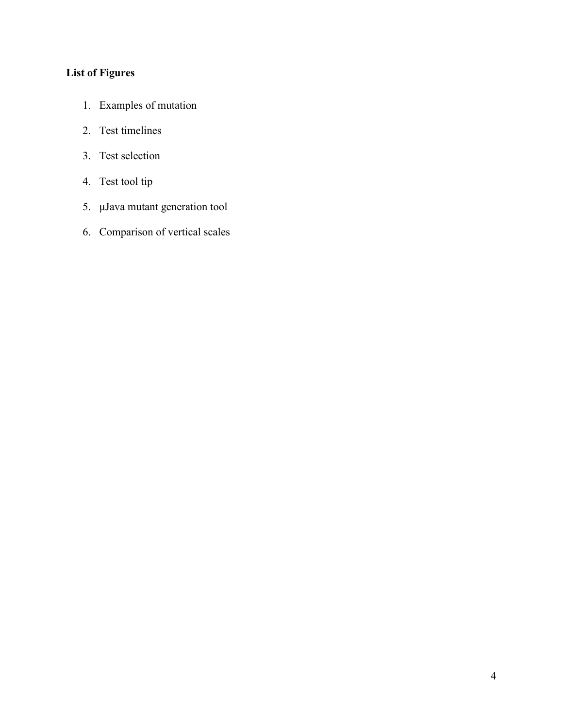**List of Figures**

1. Examples of mutation
2. Test timelines
3. Test selection
4. Test tool tip
5. μJava mutant generation tool
6. Comparison of vertical scales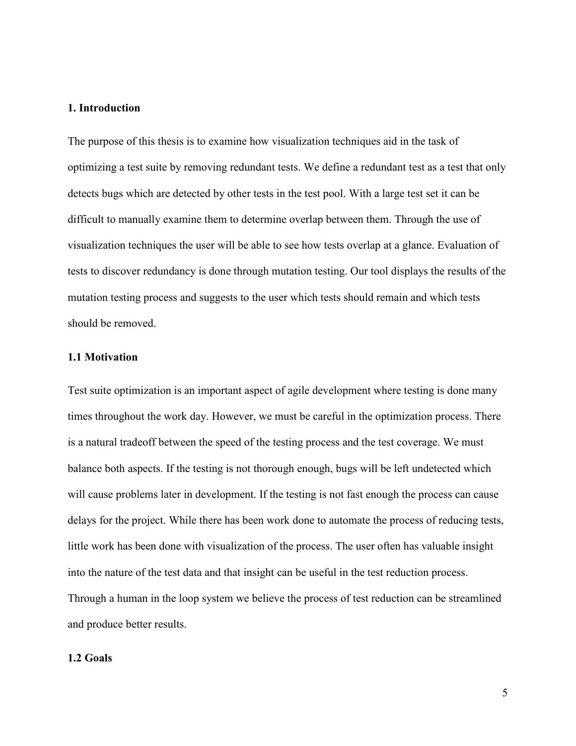# 1. Introduction

The purpose of this thesis is to examine how visualization techniques aid in the task of optimizing a test suite by removing redundant tests. We define a redundant test as a test that only detects bugs which are detected by other tests in the test pool. With a large test set it can be difficult to manually examine them to determine overlap between them. Through the use of visualization techniques the user will be able to see how tests overlap at a glance. Evaluation of tests to discover redundancy is done through mutation testing. Our tool displays the results of the mutation testing process and suggests to the user which tests should remain and which tests should be removed.

## 1.1 Motivation

Test suite optimization is an important aspect of agile development where testing is done many times throughout the work day. However, we must be careful in the optimization process. There is a natural tradeoff between the speed of the testing process and the test coverage. We must balance both aspects. If the testing is not thorough enough, bugs will be left undetected which will cause problems later in development. If the testing is not fast enough the process can cause delays for the project. While there has been work done to automate the process of reducing tests, little work has been done with visualization of the process. The user often has valuable insight into the nature of the test data and that insight can be useful in the test reduction process. Through a human in the loop system we believe the process of test reduction can be streamlined and produce better results.

## 1.2 Goals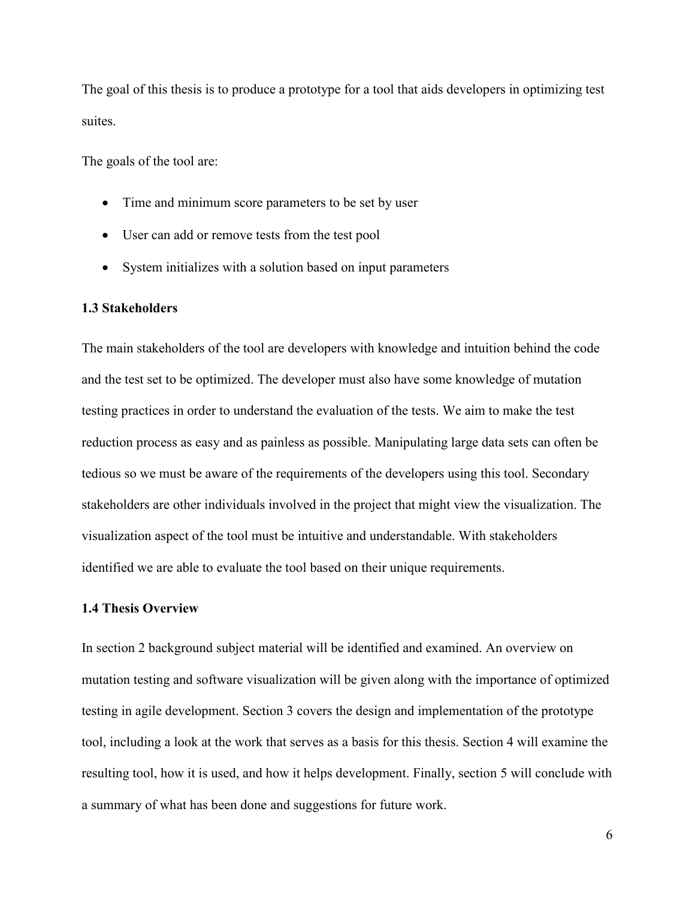The goal of this thesis is to produce a prototype for a tool that aids developers in optimizing test suites.

The goals of the tool are:

- Time and minimum score parameters to be set by user
- User can add or remove tests from the test pool
- System initializes with a solution based on input parameters

### 1.3 Stakeholders

The main stakeholders of the tool are developers with knowledge and intuition behind the code and the test set to be optimized. The developer must also have some knowledge of mutation testing practices in order to understand the evaluation of the tests. We aim to make the test reduction process as easy and as painless as possible. Manipulating large data sets can often be tedious so we must be aware of the requirements of the developers using this tool. Secondary stakeholders are other individuals involved in the project that might view the visualization. The visualization aspect of the tool must be intuitive and understandable. With stakeholders identified we are able to evaluate the tool based on their unique requirements.

### 1.4 Thesis Overview

In section 2 background subject material will be identified and examined. An overview on mutation testing and software visualization will be given along with the importance of optimized testing in agile development. Section 3 covers the design and implementation of the prototype tool, including a look at the work that serves as a basis for this thesis. Section 4 will examine the resulting tool, how it is used, and how it helps development. Finally, section 5 will conclude with a summary of what has been done and suggestions for future work.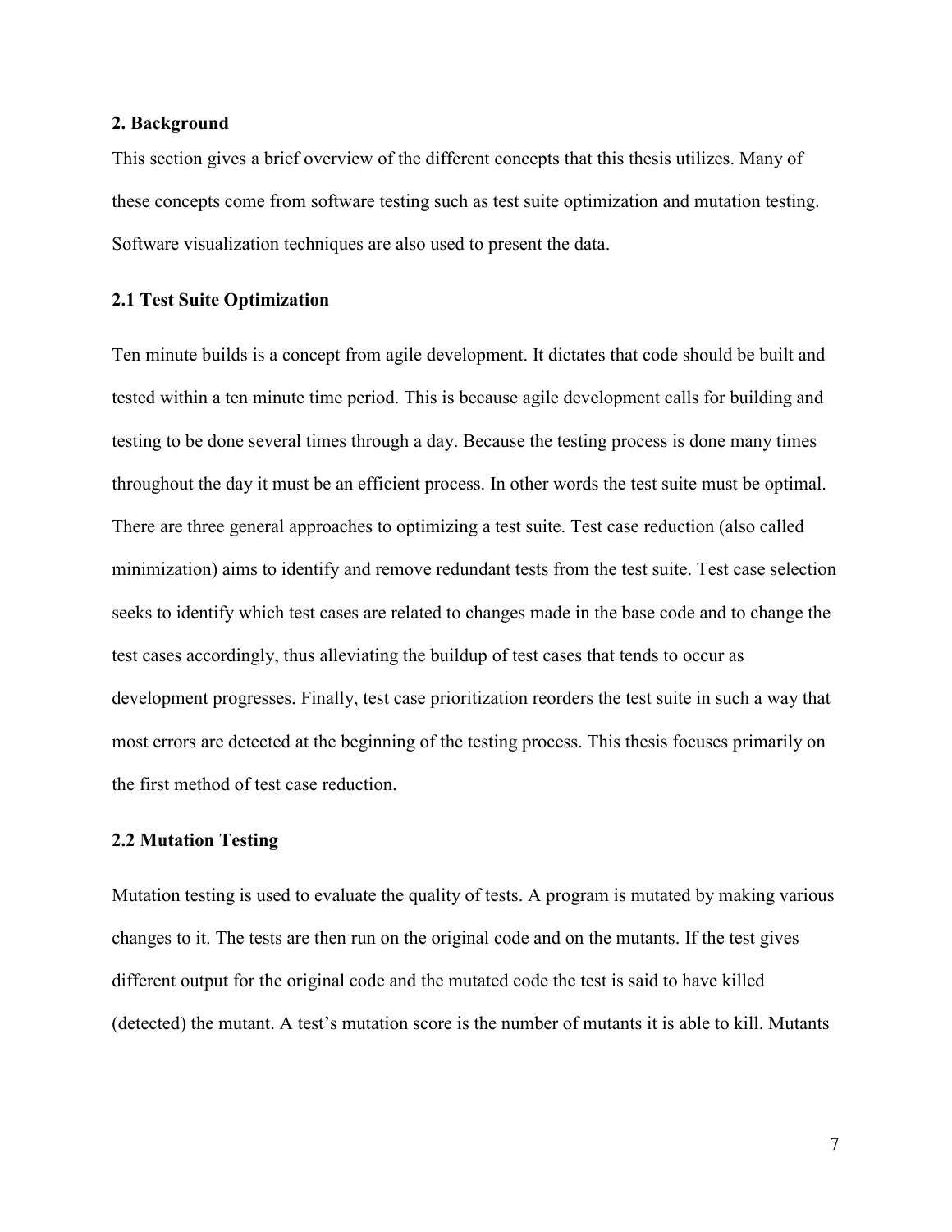## 2. Background

This section gives a brief overview of the different concepts that this thesis utilizes. Many of these concepts come from software testing such as test suite optimization and mutation testing. Software visualization techniques are also used to present the data.

### 2.1 Test Suite Optimization

Ten minute builds is a concept from agile development. It dictates that code should be built and tested within a ten minute time period. This is because agile development calls for building and testing to be done several times through a day. Because the testing process is done many times throughout the day it must be an efficient process. In other words the test suite must be optimal. There are three general approaches to optimizing a test suite. Test case reduction (also called minimization) aims to identify and remove redundant tests from the test suite. Test case selection seeks to identify which test cases are related to changes made in the base code and to change the test cases accordingly, thus alleviating the buildup of test cases that tends to occur as development progresses. Finally, test case prioritization reorders the test suite in such a way that most errors are detected at the beginning of the testing process. This thesis focuses primarily on the first method of test case reduction.

### 2.2 Mutation Testing

Mutation testing is used to evaluate the quality of tests. A program is mutated by making various changes to it. The tests are then run on the original code and on the mutants. If the test gives different output for the original code and the mutated code the test is said to have killed (detected) the mutant. A test's mutation score is the number of mutants it is able to kill. Mutants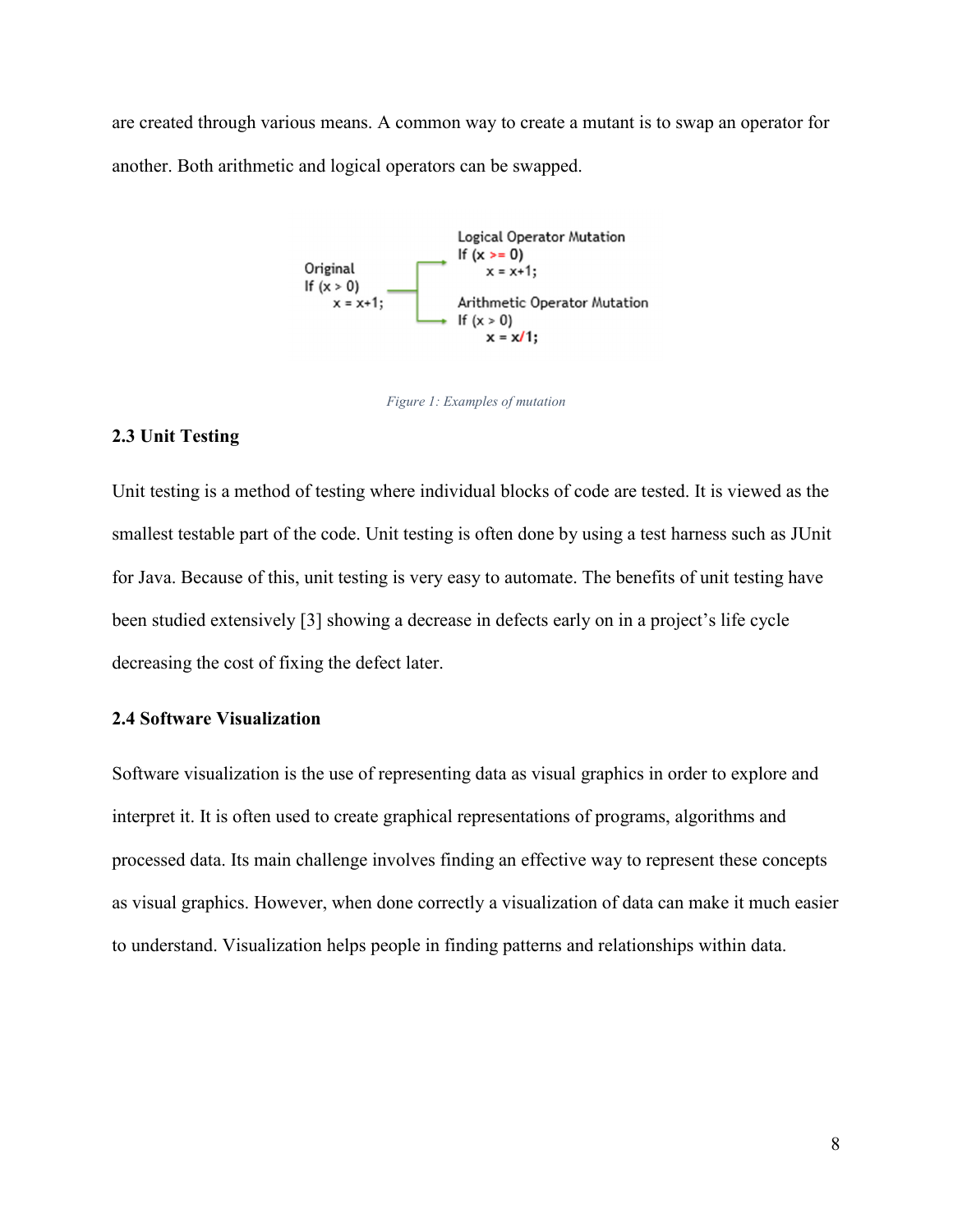are created through various means. A common way to create a mutant is to swap an operator for another. Both arithmetic and logical operators can be swapped.

```
Original
If (x > 0)
    x = x+1;
```

```
Logical Operator Mutation
If (x >= 0)
    x = x+1;
```

```
Arithmetic Operator Mutation
If (x > 0)
    x = x/1;
```

*Figure 1: Examples of mutation*

### 2.3 Unit Testing

Unit testing is a method of testing where individual blocks of code are tested. It is viewed as the smallest testable part of the code. Unit testing is often done by using a test harness such as JUnit for Java. Because of this, unit testing is very easy to automate. The benefits of unit testing have been studied extensively [3] showing a decrease in defects early on in a project's life cycle decreasing the cost of fixing the defect later.

### 2.4 Software Visualization

Software visualization is the use of representing data as visual graphics in order to explore and interpret it. It is often used to create graphical representations of programs, algorithms and processed data. Its main challenge involves finding an effective way to represent these concepts as visual graphics. However, when done correctly a visualization of data can make it much easier to understand. Visualization helps people in finding patterns and relationships within data.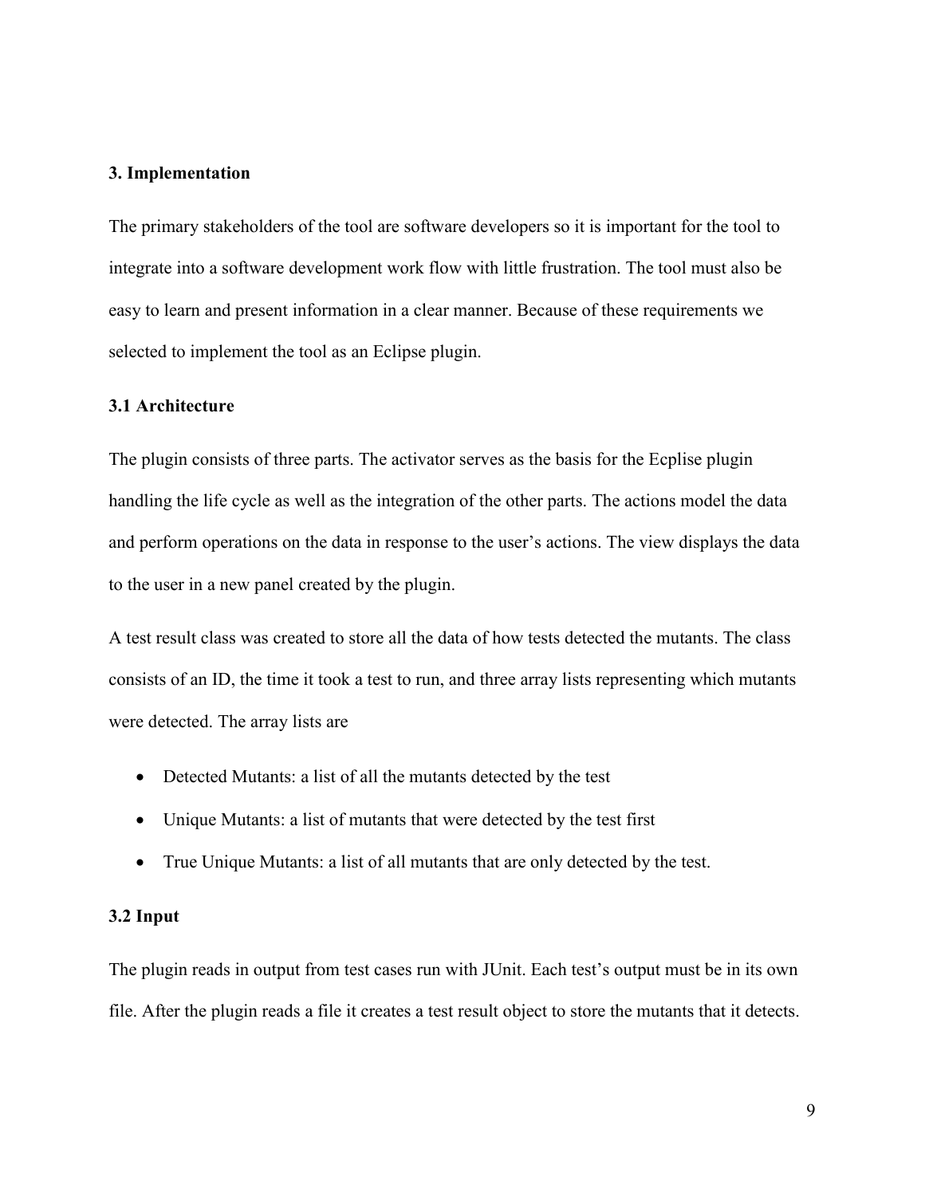## 3. Implementation

The primary stakeholders of the tool are software developers so it is important for the tool to integrate into a software development work flow with little frustration. The tool must also be easy to learn and present information in a clear manner. Because of these requirements we selected to implement the tool as an Eclipse plugin.

### 3.1 Architecture

The plugin consists of three parts. The activator serves as the basis for the Ecplise plugin handling the life cycle as well as the integration of the other parts. The actions model the data and perform operations on the data in response to the user's actions. The view displays the data to the user in a new panel created by the plugin.

A test result class was created to store all the data of how tests detected the mutants. The class consists of an ID, the time it took a test to run, and three array lists representing which mutants were detected. The array lists are

- Detected Mutants: a list of all the mutants detected by the test
- Unique Mutants: a list of mutants that were detected by the test first
- True Unique Mutants: a list of all mutants that are only detected by the test.

### 3.2 Input

The plugin reads in output from test cases run with JUnit. Each test's output must be in its own file. After the plugin reads a file it creates a test result object to store the mutants that it detects.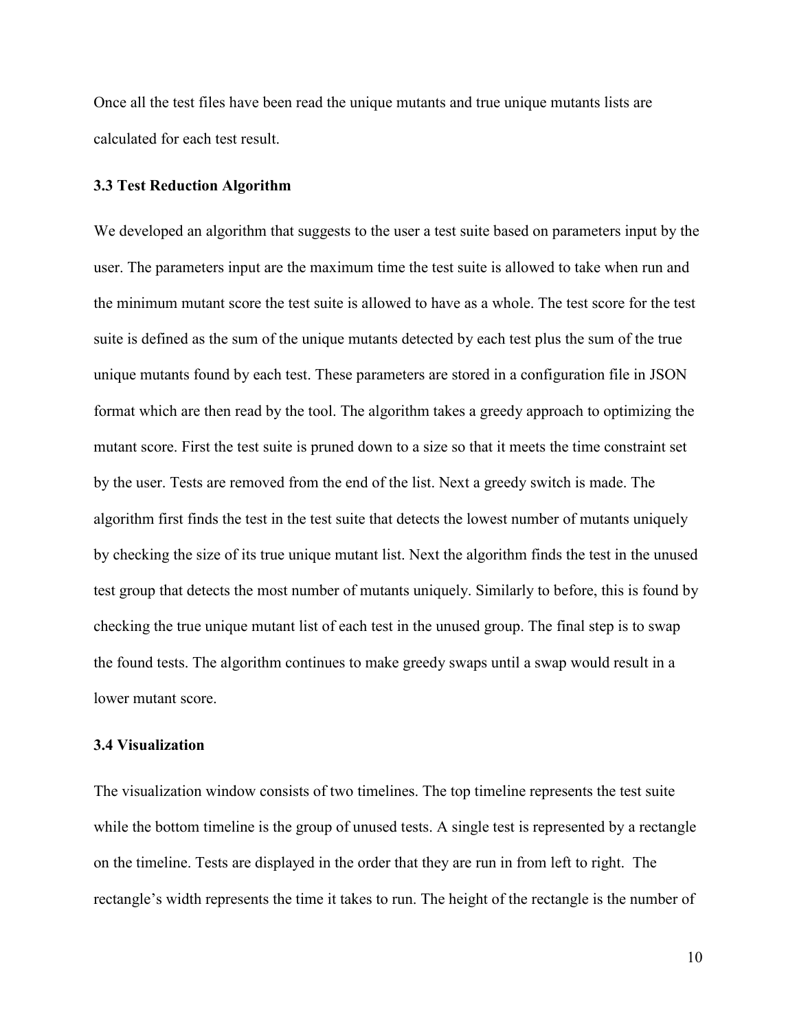Once all the test files have been read the unique mutants and true unique mutants lists are calculated for each test result.

### 3.3 Test Reduction Algorithm

We developed an algorithm that suggests to the user a test suite based on parameters input by the user. The parameters input are the maximum time the test suite is allowed to take when run and the minimum mutant score the test suite is allowed to have as a whole. The test score for the test suite is defined as the sum of the unique mutants detected by each test plus the sum of the true unique mutants found by each test. These parameters are stored in a configuration file in JSON format which are then read by the tool. The algorithm takes a greedy approach to optimizing the mutant score. First the test suite is pruned down to a size so that it meets the time constraint set by the user. Tests are removed from the end of the list. Next a greedy switch is made. The algorithm first finds the test in the test suite that detects the lowest number of mutants uniquely by checking the size of its true unique mutant list. Next the algorithm finds the test in the unused test group that detects the most number of mutants uniquely. Similarly to before, this is found by checking the true unique mutant list of each test in the unused group. The final step is to swap the found tests. The algorithm continues to make greedy swaps until a swap would result in a lower mutant score.

### 3.4 Visualization

The visualization window consists of two timelines. The top timeline represents the test suite while the bottom timeline is the group of unused tests. A single test is represented by a rectangle on the timeline. Tests are displayed in the order that they are run in from left to right. The rectangle's width represents the time it takes to run. The height of the rectangle is the number of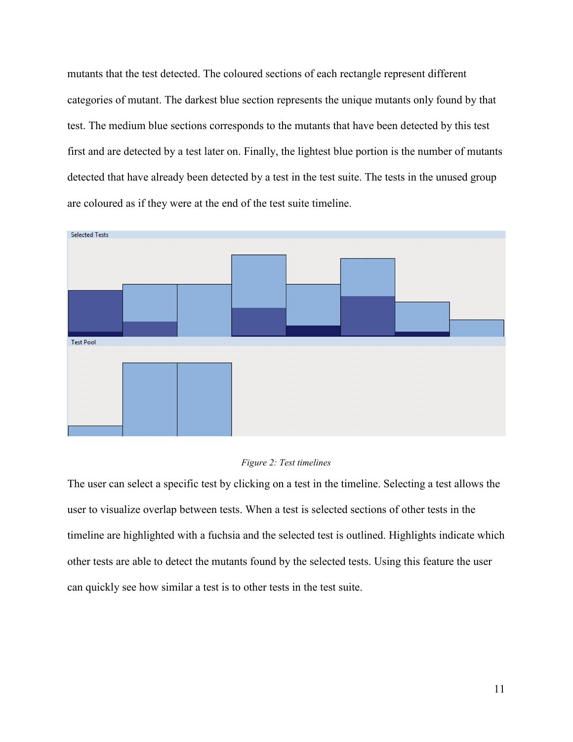mutants that the test detected. The coloured sections of each rectangle represent different categories of mutant. The darkest blue section represents the unique mutants only found by that test. The medium blue sections corresponds to the mutants that have been detected by this test first and are detected by a test later on. Finally, the lightest blue portion is the number of mutants detected that have already been detected by a test in the test suite. The tests in the unused group are coloured as if they were at the end of the test suite timeline.

*Figure 2: Test timelines*

The user can select a specific test by clicking on a test in the timeline. Selecting a test allows the user to visualize overlap between tests. When a test is selected sections of other tests in the timeline are highlighted with a fuchsia and the selected test is outlined. Highlights indicate which other tests are able to detect the mutants found by the selected tests. Using this feature the user can quickly see how similar a test is to other tests in the test suite.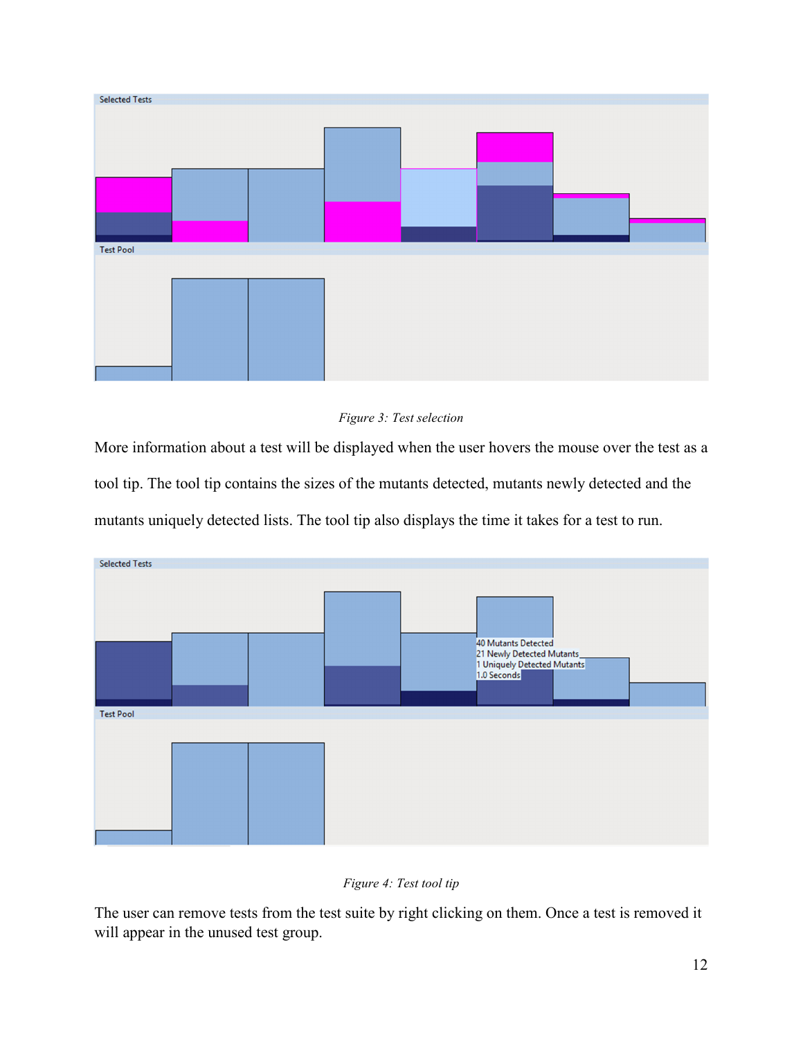Figure 3: Test selection

More information about a test will be displayed when the user hovers the mouse over the test as a tool tip. The tool tip contains the sizes of the mutants detected, mutants newly detected and the mutants uniquely detected lists. The tool tip also displays the time it takes for a test to run.

Figure 4: Test tool tip

The user can remove tests from the test suite by right clicking on them. Once a test is removed it will appear in the unused test group.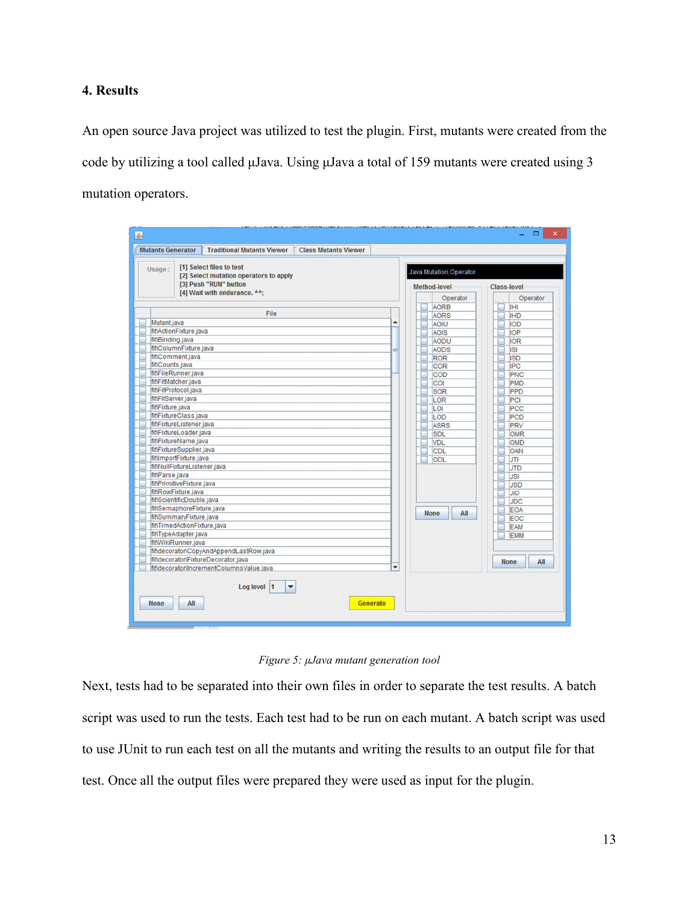## 4. Results

An open source Java project was utilized to test the plugin. First, mutants were created from the code by utilizing a tool called μJava. Using μJava a total of 159 mutants were created using 3 mutation operators.

*Figure 5: μJava mutant generation tool*

Next, tests had to be separated into their own files in order to separate the test results. A batch script was used to run the tests. Each test had to be run on each mutant. A batch script was used to use JUnit to run each test on all the mutants and writing the results to an output file for that test. Once all the output files were prepared they were used as input for the plugin.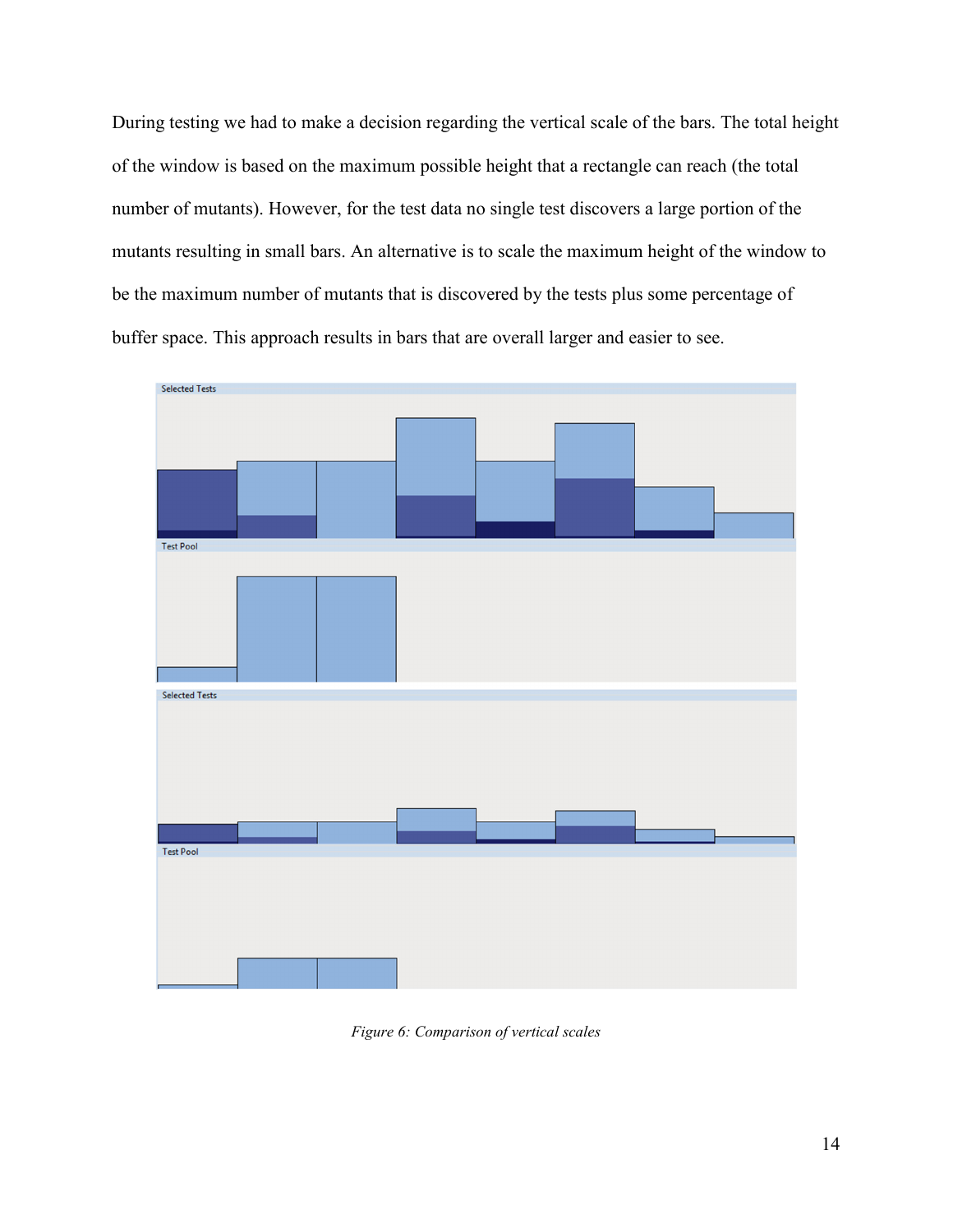During testing we had to make a decision regarding the vertical scale of the bars. The total height of the window is based on the maximum possible height that a rectangle can reach (the total number of mutants). However, for the test data no single test discovers a large portion of the mutants resulting in small bars. An alternative is to scale the maximum height of the window to be the maximum number of mutants that is discovered by the tests plus some percentage of buffer space. This approach results in bars that are overall larger and easier to see.

*Figure 6: Comparison of vertical scales*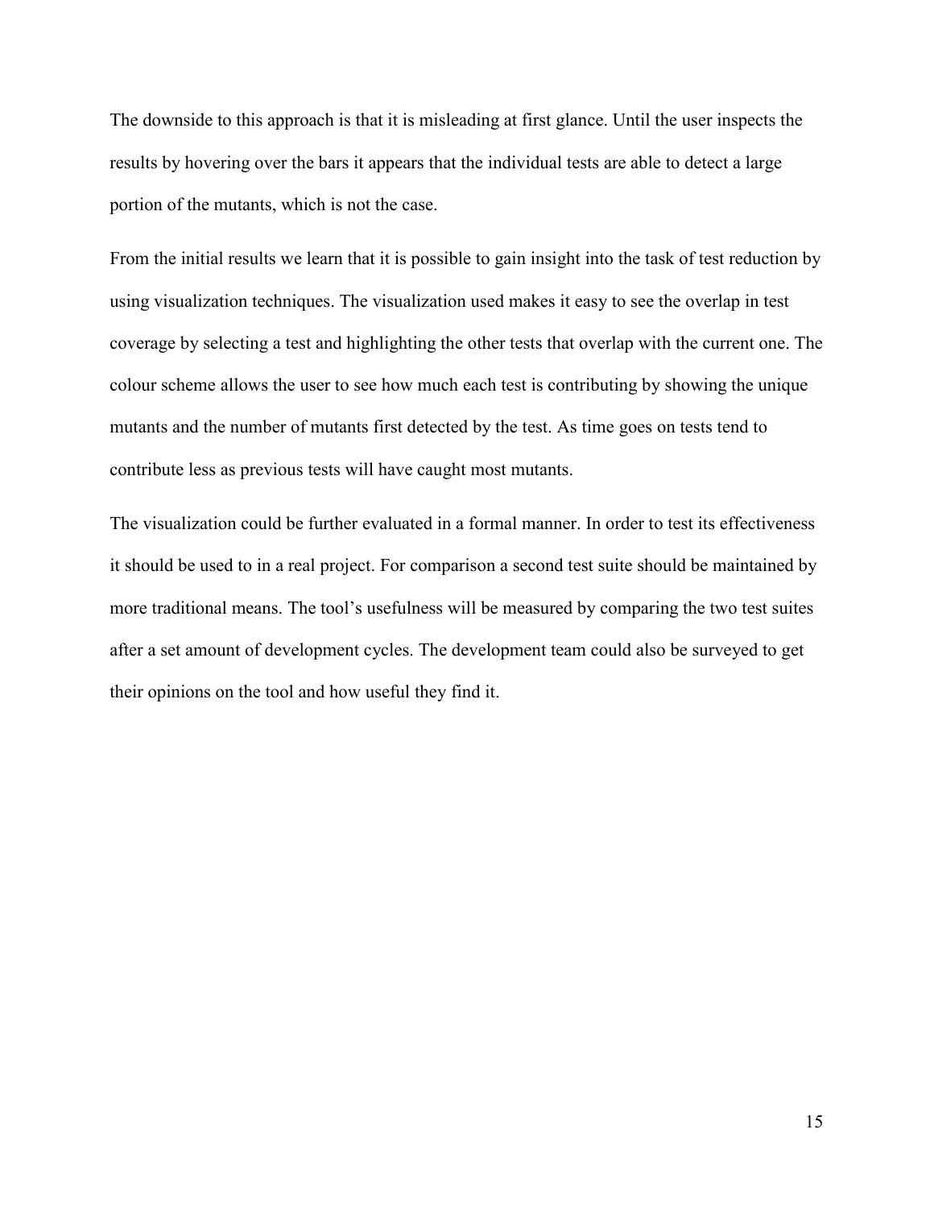The downside to this approach is that it is misleading at first glance. Until the user inspects the results by hovering over the bars it appears that the individual tests are able to detect a large portion of the mutants, which is not the case.

From the initial results we learn that it is possible to gain insight into the task of test reduction by using visualization techniques. The visualization used makes it easy to see the overlap in test coverage by selecting a test and highlighting the other tests that overlap with the current one. The colour scheme allows the user to see how much each test is contributing by showing the unique mutants and the number of mutants first detected by the test. As time goes on tests tend to contribute less as previous tests will have caught most mutants.

The visualization could be further evaluated in a formal manner. In order to test its effectiveness it should be used to in a real project. For comparison a second test suite should be maintained by more traditional means. The tool's usefulness will be measured by comparing the two test suites after a set amount of development cycles. The development team could also be surveyed to get their opinions on the tool and how useful they find it.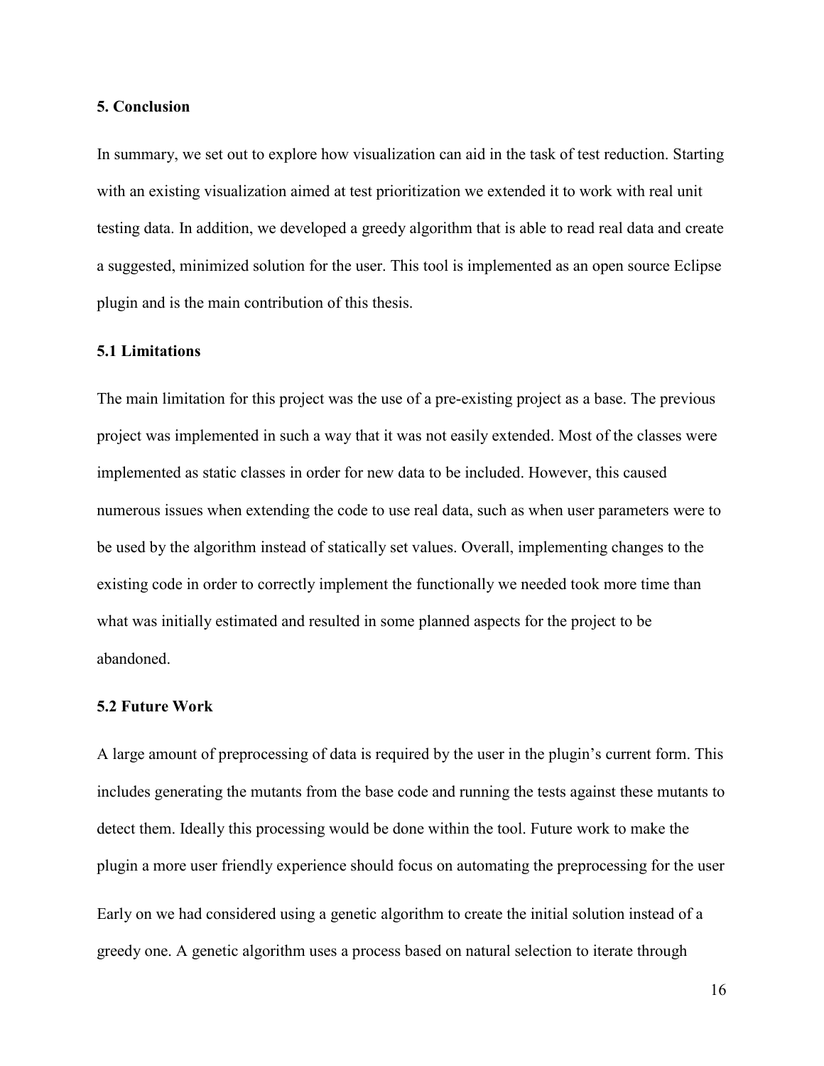## 5. Conclusion

In summary, we set out to explore how visualization can aid in the task of test reduction. Starting with an existing visualization aimed at test prioritization we extended it to work with real unit testing data. In addition, we developed a greedy algorithm that is able to read real data and create a suggested, minimized solution for the user. This tool is implemented as an open source Eclipse plugin and is the main contribution of this thesis.

### 5.1 Limitations

The main limitation for this project was the use of a pre-existing project as a base. The previous project was implemented in such a way that it was not easily extended. Most of the classes were implemented as static classes in order for new data to be included. However, this caused numerous issues when extending the code to use real data, such as when user parameters were to be used by the algorithm instead of statically set values. Overall, implementing changes to the existing code in order to correctly implement the functionally we needed took more time than what was initially estimated and resulted in some planned aspects for the project to be abandoned.

### 5.2 Future Work

A large amount of preprocessing of data is required by the user in the plugin's current form. This includes generating the mutants from the base code and running the tests against these mutants to detect them. Ideally this processing would be done within the tool. Future work to make the plugin a more user friendly experience should focus on automating the preprocessing for the user

Early on we had considered using a genetic algorithm to create the initial solution instead of a greedy one. A genetic algorithm uses a process based on natural selection to iterate through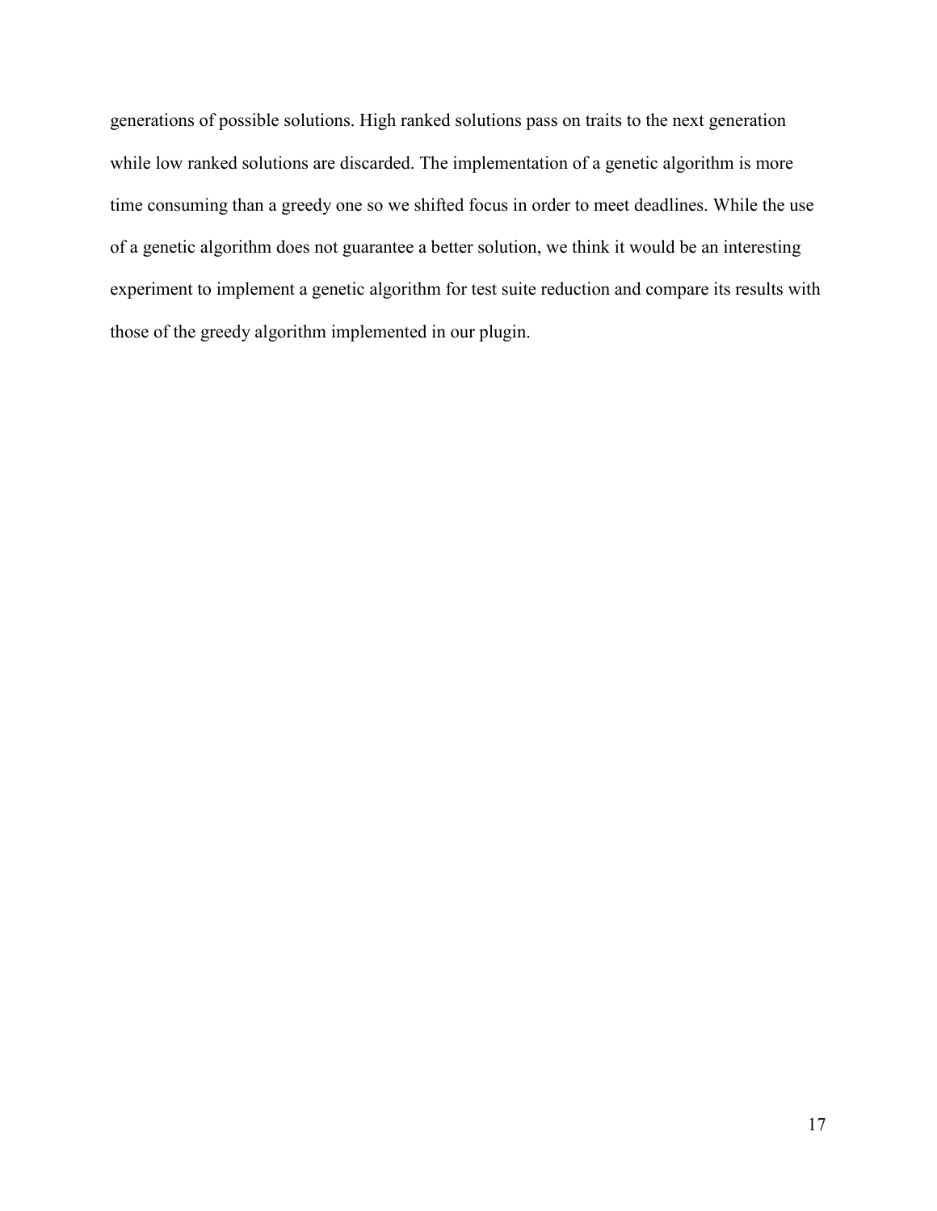generations of possible solutions. High ranked solutions pass on traits to the next generation while low ranked solutions are discarded. The implementation of a genetic algorithm is more time consuming than a greedy one so we shifted focus in order to meet deadlines. While the use of a genetic algorithm does not guarantee a better solution, we think it would be an interesting experiment to implement a genetic algorithm for test suite reduction and compare its results with those of the greedy algorithm implemented in our plugin.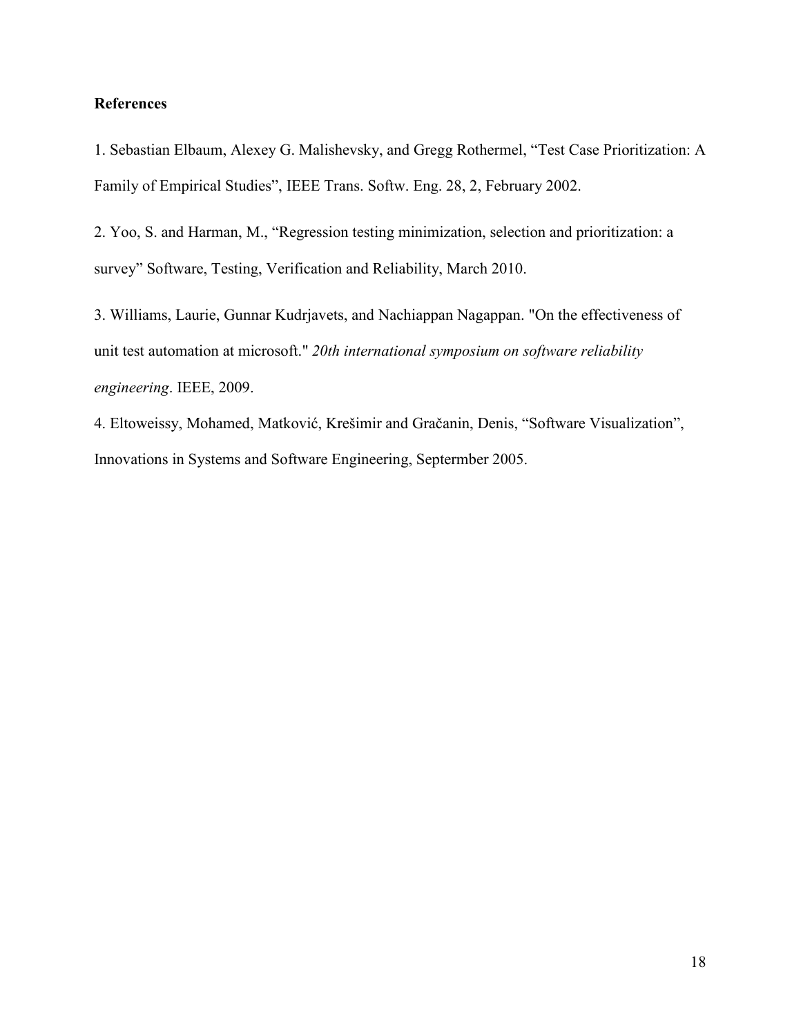**References**

1. Sebastian Elbaum, Alexey G. Malishevsky, and Gregg Rothermel, "Test Case Prioritization: A Family of Empirical Studies", IEEE Trans. Softw. Eng. 28, 2, February 2002.

2. Yoo, S. and Harman, M., "Regression testing minimization, selection and prioritization: a survey" Software, Testing, Verification and Reliability, March 2010.

3. Williams, Laurie, Gunnar Kudrjavets, and Nachiappan Nagappan. "On the effectiveness of unit test automation at microsoft." *20th international symposium on software reliability engineering*. IEEE, 2009.

4. Eltoweissy, Mohamed, Matković, Krešimir and Gračanin, Denis, "Software Visualization", Innovations in Systems and Software Engineering, Septermber 2005.